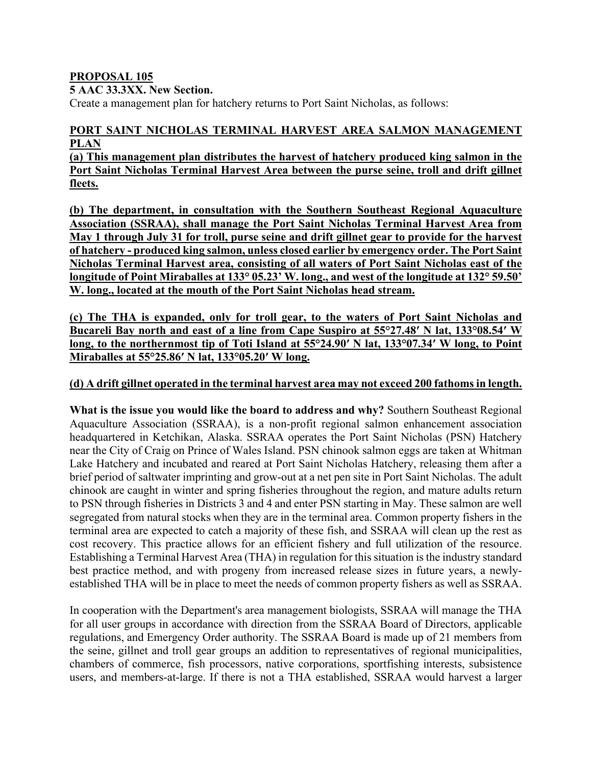**PROPOSAL 105**

**5 AAC 33.3XX. New Section.**

Create a management plan for hatchery returns to Port Saint Nicholas, as follows:

**PORT SAINT NICHOLAS TERMINAL HARVEST AREA SALMON MANAGEMENT PLAN**

**(a) This management plan distributes the harvest of hatchery produced king salmon in the Port Saint Nicholas Terminal Harvest Area between the purse seine, troll and drift gillnet fleets.**

**(b) The department, in consultation with the Southern Southeast Regional Aquaculture Association (SSRAA), shall manage the Port Saint Nicholas Terminal Harvest Area from May 1 through July 31 for troll, purse seine and drift gillnet gear to provide for the harvest of hatchery - produced king salmon, unless closed earlier by emergency order. The Port Saint Nicholas Terminal Harvest area, consisting of all waters of Port Saint Nicholas east of the longitude of Point Miraballes at 133° 05.23' W. long., and west of the longitude at 132° 59.50' W. long., located at the mouth of the Port Saint Nicholas head stream.**

**(c) The THA is expanded, only for troll gear, to the waters of Port Saint Nicholas and Bucareli Bay north and east of a line from Cape Suspiro at 55°27.48′ N lat, 133°08.54′ W long, to the northernmost tip of Toti Island at 55°24.90′ N lat, 133°07.34′ W long, to Point Miraballes at 55°25.86′ N lat, 133°05.20′ W long.**

**(d) A drift gillnet operated in the terminal harvest area may not exceed 200 fathoms in length.**

**What is the issue you would like the board to address and why?** Southern Southeast Regional Aquaculture Association (SSRAA), is a non-profit regional salmon enhancement association headquartered in Ketchikan, Alaska. SSRAA operates the Port Saint Nicholas (PSN) Hatchery near the City of Craig on Prince of Wales Island. PSN chinook salmon eggs are taken at Whitman Lake Hatchery and incubated and reared at Port Saint Nicholas Hatchery, releasing them after a brief period of saltwater imprinting and grow-out at a net pen site in Port Saint Nicholas. The adult chinook are caught in winter and spring fisheries throughout the region, and mature adults return to PSN through fisheries in Districts 3 and 4 and enter PSN starting in May. These salmon are well segregated from natural stocks when they are in the terminal area. Common property fishers in the terminal area are expected to catch a majority of these fish, and SSRAA will clean up the rest as cost recovery. This practice allows for an efficient fishery and full utilization of the resource. Establishing a Terminal Harvest Area (THA) in regulation for this situation is the industry standard best practice method, and with progeny from increased release sizes in future years, a newly-established THA will be in place to meet the needs of common property fishers as well as SSRAA.

In cooperation with the Department's area management biologists, SSRAA will manage the THA for all user groups in accordance with direction from the SSRAA Board of Directors, applicable regulations, and Emergency Order authority. The SSRAA Board is made up of 21 members from the seine, gillnet and troll gear groups an addition to representatives of regional municipalities, chambers of commerce, fish processors, native corporations, sportfishing interests, subsistence users, and members-at-large. If there is not a THA established, SSRAA would harvest a larger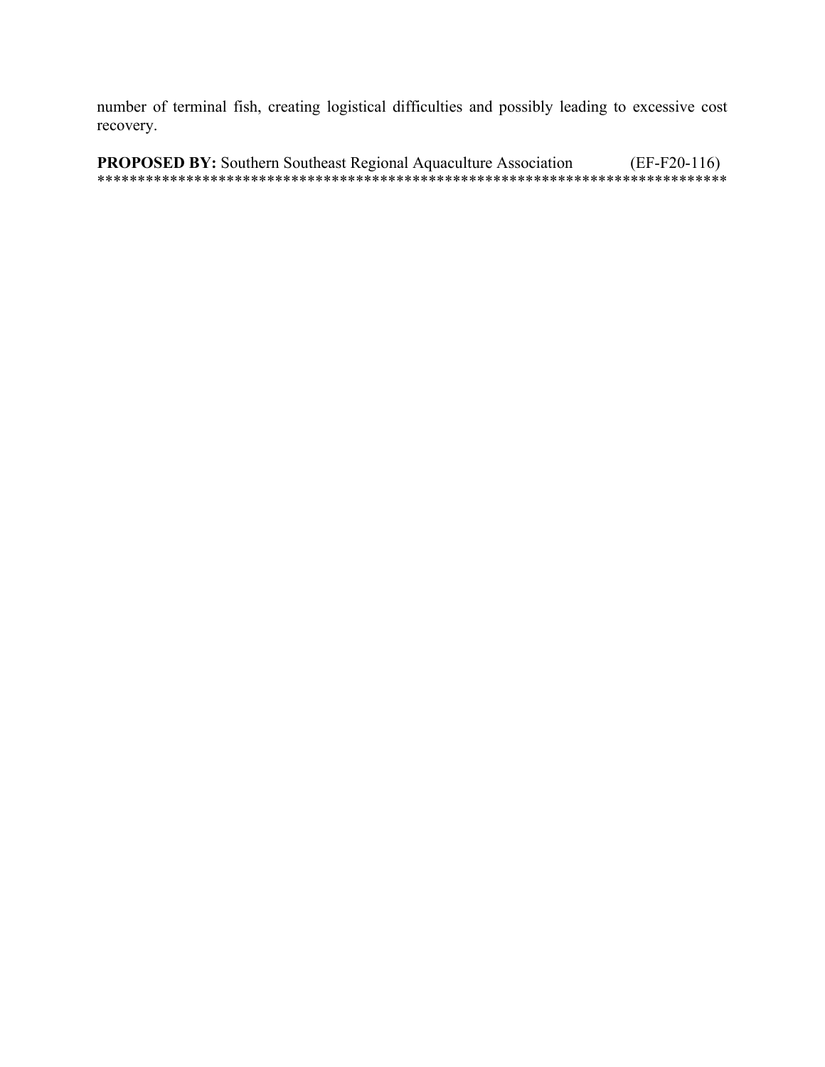number of terminal fish, creating logistical difficulties and possibly leading to excessive cost recovery.

**PROPOSED BY:** Southern Southeast Regional Aquaculture Association (EF-F20-116)

******************************************************************************